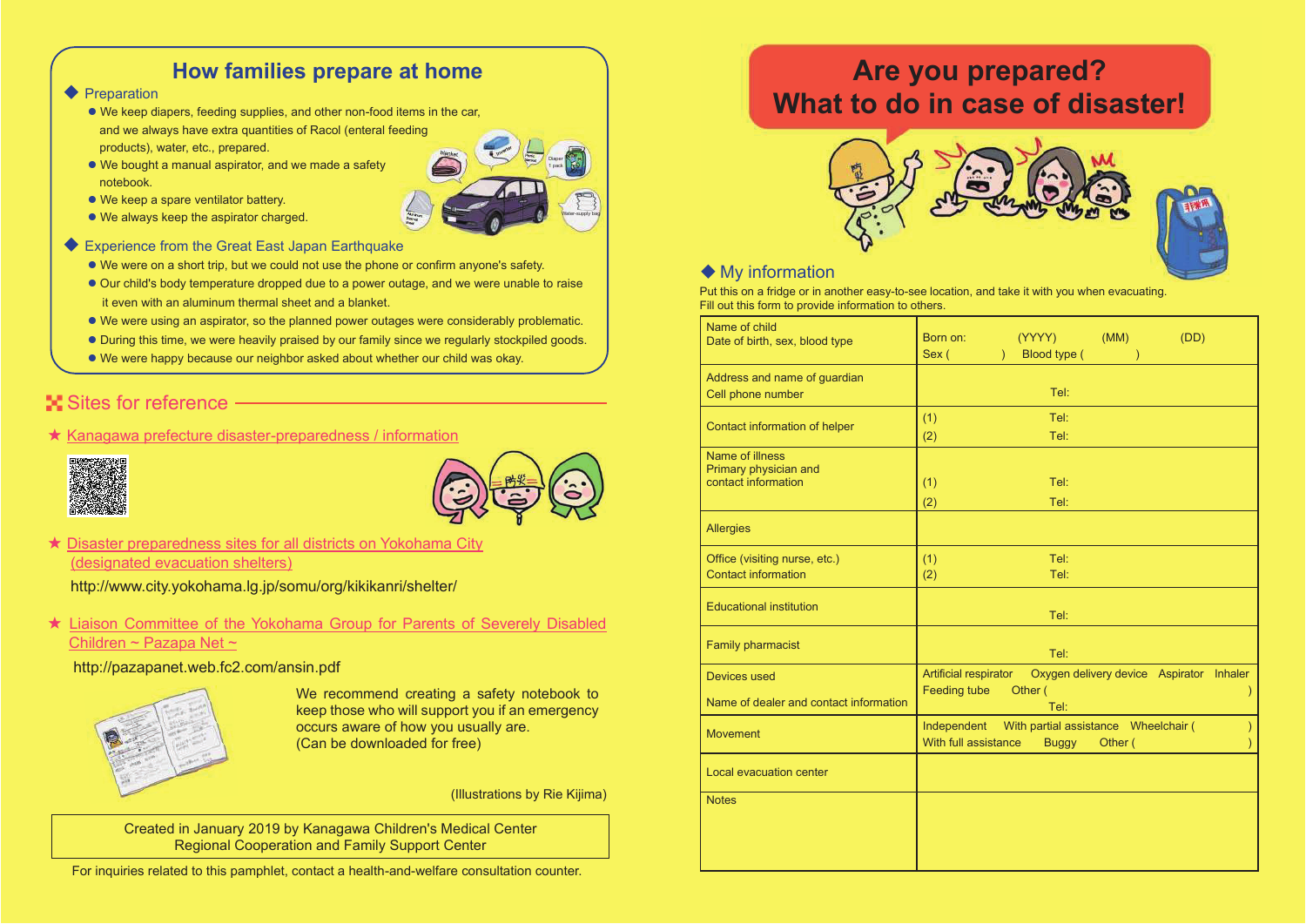## How families prepare at home

### Preparation

- We keep diapers, feeding supplies, and other non-food items in the car, and we always have extra quantities of Racol (enteral feeding products), water, etc., prepared.
- We bought a manual aspirator, and we made a safety notebook.
- We keep a spare ventilator battery.
- We always keep the aspirator charged.

### Experience from the Great East Japan Earthquake

- We were on a short trip, but we could not use the phone or confirm anyone's safety.
- Our child's body temperature dropped due to a power outage, and we were unable to raise it even with an aluminum thermal sheet and a blanket.
- We were using an aspirator, so the planned power outages were considerably problematic.
- During this time, we were heavily praised by our family since we regularly stockpiled goods.
- We were happy because our neighbor asked about whether our child was okay.

## Sites for reference

★ Kanagawa prefecture disaster-preparedness / information

★ Disaster preparedness sites for all districts on Yokohama City (designated evacuation shelters)

http://www.city.yokohama.lg.jp/somu/org/kikikanri/shelter/

★ Liaison Committee of the Yokohama Group for Parents of Severely Disabled Children ~ Pazapa Net ~

http://pazapanet.web.fc2.com/ansin.pdf

We recommend creating a safety notebook to keep those who will support you if an emergency occurs aware of how you usually are.
(Can be downloaded for free)

(Illustrations by Rie Kijima)

Created in January 2019 by Kanagawa Children's Medical Center
Regional Cooperation and Family Support Center

For inquiries related to this pamphlet, contact a health-and-welfare consultation counter.

# Are you prepared? What to do in case of disaster!

### My information

Put this on a fridge or in another easy-to-see location, and take it with you when evacuating.
Fill out this form to provide information to others.

| | |
|---|---|
| Name of child<br>Date of birth, sex, blood type | Born on: (YYYY) (MM) (DD)<br>Sex ( ) Blood type ( ) |
| Address and name of guardian<br>Cell phone number | Tel: |
| Contact information of helper | (1) Tel:<br>(2) Tel: |
| Name of illness<br>Primary physician and contact information | (1) Tel:<br>(2) Tel: |
| Allergies | |
| Office (visiting nurse, etc.)<br>Contact information | (1) Tel:<br>(2) Tel: |
| Educational institution | Tel: |
| Family pharmacist | Tel: |
| Devices used<br>Name of dealer and contact information | Artificial respirator Oxygen delivery device Aspirator Inhaler<br>Feeding tube Other ( )<br>Tel: |
| Movement | Independent With partial assistance Wheelchair ( )<br>With full assistance Buggy Other ( ) |
| Local evacuation center | |
| Notes | |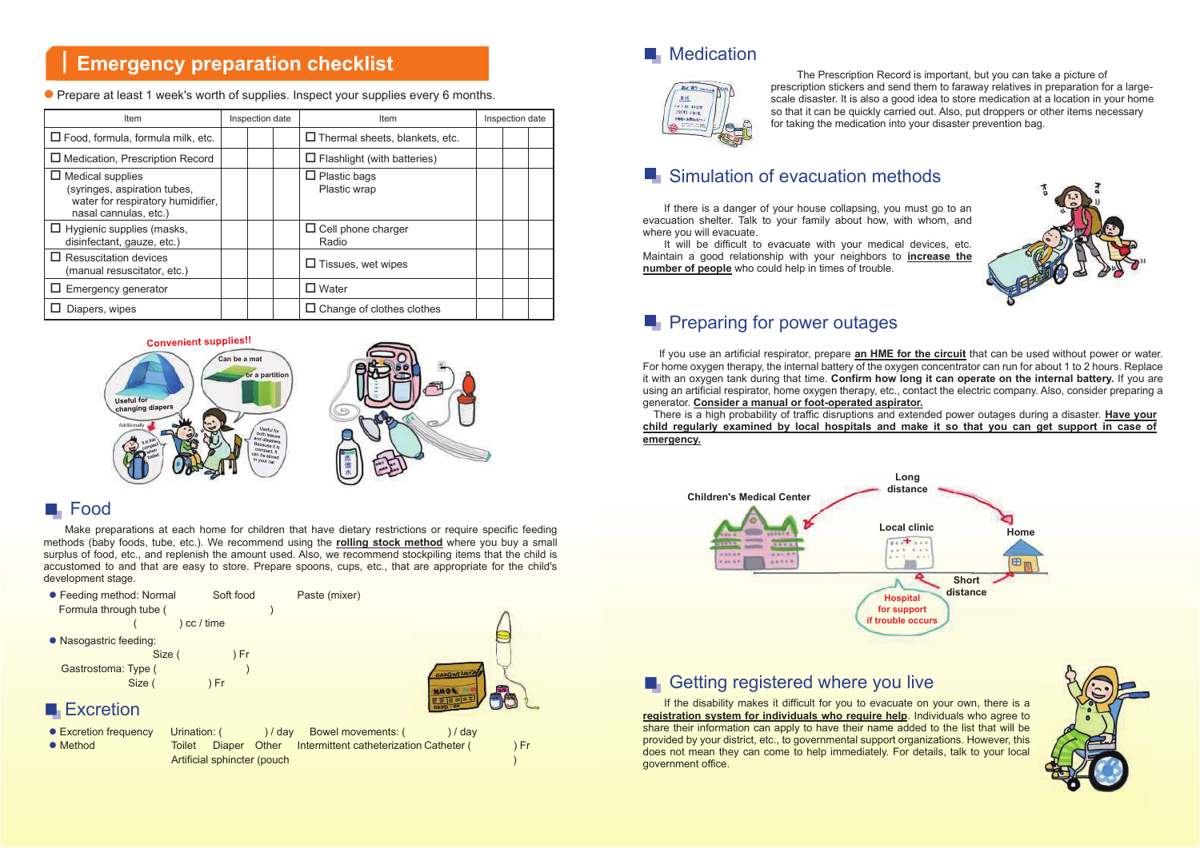# Emergency preparation checklist

● Prepare at least 1 week's worth of supplies. Inspect your supplies every 6 months.

| Item | Inspection date | | | Item | Inspection date | | |
|---|---|---|---|---|---|---|---|
| ☐ Food, formula, formula milk, etc. | | | | ☐ Thermal sheets, blankets, etc. | | | |
| ☐ Medication, Prescription Record | | | | ☐ Flashlight (with batteries) | | | |
| ☐ Medical supplies (syringes, aspiration tubes, water for respiratory humidifier, nasal cannulas, etc.) | | | | ☐ Plastic bags Plastic wrap | | | |
| ☐ Hygienic supplies (masks, disinfectant, gauze, etc.) | | | | ☐ Cell phone charger Radio | | | |
| ☐ Resuscitation devices (manual resuscitator, etc.) | | | | ☐ Tissues, wet wipes | | | |
| ☐ Emergency generator | | | | ☐ Water | | | |
| ☐ Diapers, wipes | | | | ☐ Change of clothes clothes | | | |

Convenient supplies!!

Useful for changing diapers

Can be a mat or a partition

## Food

Make preparations at each home for children that have dietary restrictions or require specific feeding methods (baby foods, tube, etc.). We recommend using the **rolling stock method** where you buy a small surplus of food, etc., and replenish the amount used. Also, we recommend stockpiling items that the child is accustomed to and that are easy to store. Prepare spoons, cups, etc., that are appropriate for the child's development stage.

- Feeding method: Normal   Soft food   Paste (mixer)
  Formula through tube (   )
  (   ) cc / time
- Nasogastric feeding:
  Size (   ) Fr
  Gastrostoma: Type (   )
  Size (   ) Fr

## Excretion

- Excretion frequency   Urination: (   ) / day   Bowel movements: (   ) / day
- Method   Toilet   Diaper   Other   Intermittent catheterization Catheter (   ) Fr
  Artificial sphincter (pouch   )

## Medication

The Prescription Record is important, but you can take a picture of prescription stickers and send them to faraway relatives in preparation for a large-scale disaster. It is also a good idea to store medication at a location in your home so that it can be quickly carried out. Also, put droppers or other items necessary for taking the medication into your disaster prevention bag.

## Simulation of evacuation methods

If there is a danger of your house collapsing, you must go to an evacuation shelter. Talk to your family about how, with whom, and where you will evacuate.

It will be difficult to evacuate with your medical devices, etc. Maintain a good relationship with your neighbors to **increase the number of people** who could help in times of trouble.

## Preparing for power outages

If you use an artificial respirator, prepare **an HME for the circuit** that can be used without power or water. For home oxygen therapy, the internal battery of the oxygen concentrator can run for about 1 to 2 hours. Replace it with an oxygen tank during that time. **Confirm how long it can operate on the internal battery.** If you are using an artificial respirator, home oxygen therapy, etc., contact the electric company. Also, consider preparing a generator. **Consider a manual or foot-operated aspirator.**

There is a high probability of traffic disruptions and extended power outages during a disaster. **Have your child regularly examined by local hospitals and make it so that you can get support in case of emergency.**

Children's Medical Center

Long distance

Local clinic

Home

Short distance

Hospital for support if trouble occurs

## Getting registered where you live

If the disability makes it difficult for you to evacuate on your own, there is a **registration system for individuals who require help**. Individuals who agree to share their information can apply to have their name added to the list that will be provided by your district, etc., to governmental support organizations. However, this does not mean they can come to help immediately. For details, talk to your local government office.